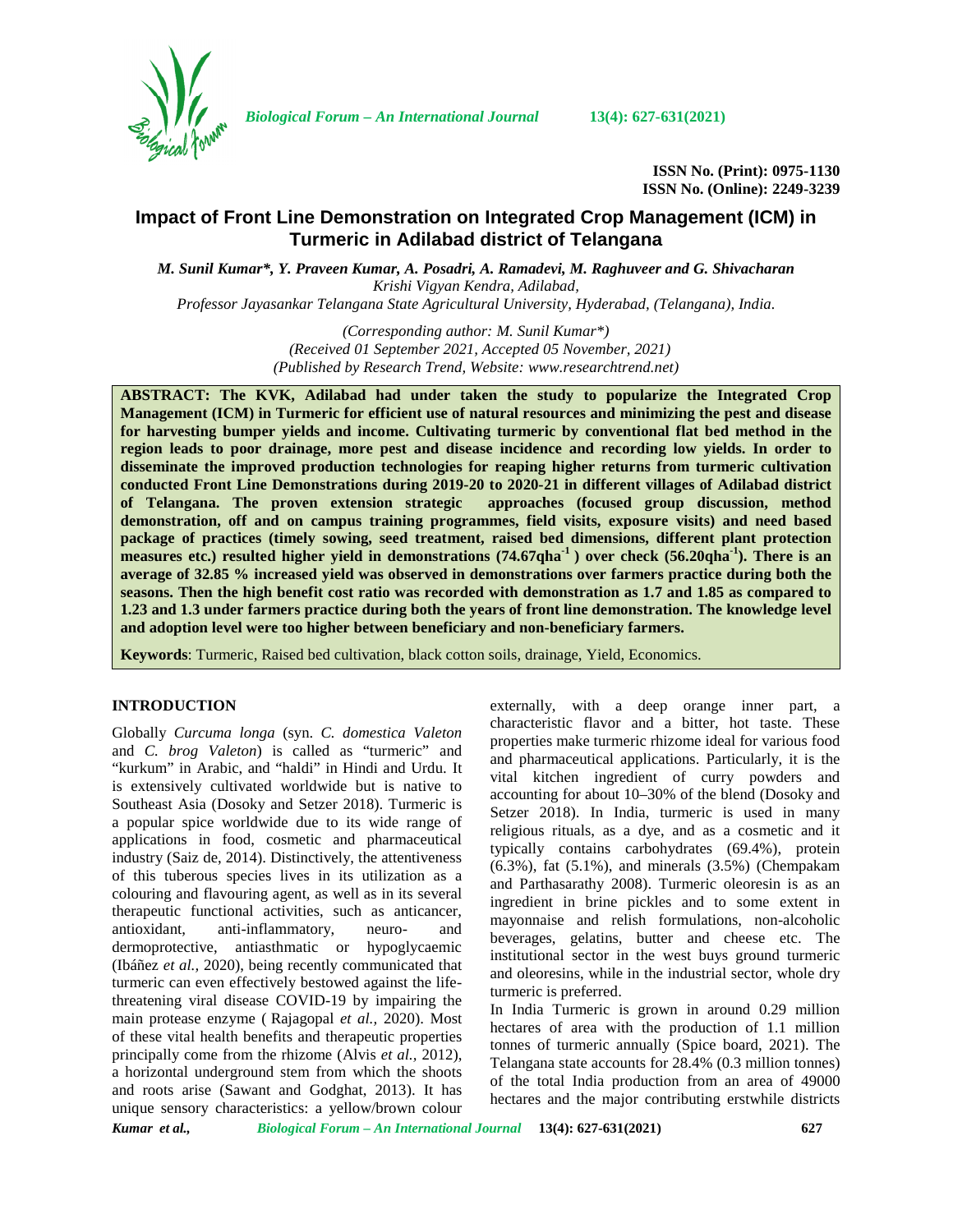ISSN No. (Print): 0975-1130
ISSN No. (Online): 2249-3239

# Impact of Front Line Demonstration on Integrated Crop Management (ICM) in Turmeric in Adilabad district of Telangana

*M. Sunil Kumar\*, Y. Praveen Kumar, A. Posadri, A. Ramadevi, M. Raghuveer and G. Shivacharan*
*Krishi Vigyan Kendra, Adilabad,*
*Professor Jayasankar Telangana State Agricultural University, Hyderabad, (Telangana), India.*

*(Corresponding author: M. Sunil Kumar\*)*
*(Received 01 September 2021, Accepted 05 November, 2021)*
*(Published by Research Trend, Website: www.researchtrend.net)*

**ABSTRACT: The KVK, Adilabad had under taken the study to popularize the Integrated Crop Management (ICM) in Turmeric for efficient use of natural resources and minimizing the pest and disease for harvesting bumper yields and income. Cultivating turmeric by conventional flat bed method in the region leads to poor drainage, more pest and disease incidence and recording low yields. In order to disseminate the improved production technologies for reaping higher returns from turmeric cultivation conducted Front Line Demonstrations during 2019-20 to 2020-21 in different villages of Adilabad district of Telangana. The proven extension strategic approaches (focused group discussion, method demonstration, off and on campus training programmes, field visits, exposure visits) and need based package of practices (timely sowing, seed treatment, raised bed dimensions, different plant protection measures etc.) resulted higher yield in demonstrations (74.67qha$^{-1}$ ) over check (56.20qha$^{-1}$). There is an average of 32.85 % increased yield was observed in demonstrations over farmers practice during both the seasons. Then the high benefit cost ratio was recorded with demonstration as 1.7 and 1.85 as compared to 1.23 and 1.3 under farmers practice during both the years of front line demonstration. The knowledge level and adoption level were too higher between beneficiary and non-beneficiary farmers.**

**Keywords**: Turmeric, Raised bed cultivation, black cotton soils, drainage, Yield, Economics.

## INTRODUCTION

Globally *Curcuma longa* (syn. *C. domestica Valeton* and *C. brog Valeton*) is called as "turmeric" and "kurkum" in Arabic, and "haldi" in Hindi and Urdu. It is extensively cultivated worldwide but is native to Southeast Asia (Dosoky and Setzer 2018). Turmeric is a popular spice worldwide due to its wide range of applications in food, cosmetic and pharmaceutical industry (Saiz de, 2014). Distinctively, the attentiveness of this tuberous species lives in its utilization as a colouring and flavouring agent, as well as in its several therapeutic functional activities, such as anticancer, antioxidant, anti-inflammatory, neuro- and dermoprotective, antiasthmatic or hypoglycaemic (Ibáñez *et al.,* 2020), being recently communicated that turmeric can even effectively bestowed against the life-threatening viral disease COVID-19 by impairing the main protease enzyme ( Rajagopal *et al.,* 2020). Most of these vital health benefits and therapeutic properties principally come from the rhizome (Alvis *et al.,* 2012), a horizontal underground stem from which the shoots and roots arise (Sawant and Godghat, 2013). It has unique sensory characteristics: a yellow/brown colour externally, with a deep orange inner part, a characteristic flavor and a bitter, hot taste. These properties make turmeric rhizome ideal for various food and pharmaceutical applications. Particularly, it is the vital kitchen ingredient of curry powders and accounting for about 10–30% of the blend (Dosoky and Setzer 2018). In India, turmeric is used in many religious rituals, as a dye, and as a cosmetic and it typically contains carbohydrates (69.4%), protein (6.3%), fat (5.1%), and minerals (3.5%) (Chempakam and Parthasarathy 2008). Turmeric oleoresin is as an ingredient in brine pickles and to some extent in mayonnaise and relish formulations, non-alcoholic beverages, gelatins, butter and cheese etc. The institutional sector in the west buys ground turmeric and oleoresins, while in the industrial sector, whole dry turmeric is preferred.

In India Turmeric is grown in around 0.29 million hectares of area with the production of 1.1 million tonnes of turmeric annually (Spice board, 2021). The Telangana state accounts for 28.4% (0.3 million tonnes) of the total India production from an area of 49000 hectares and the major contributing erstwhile districts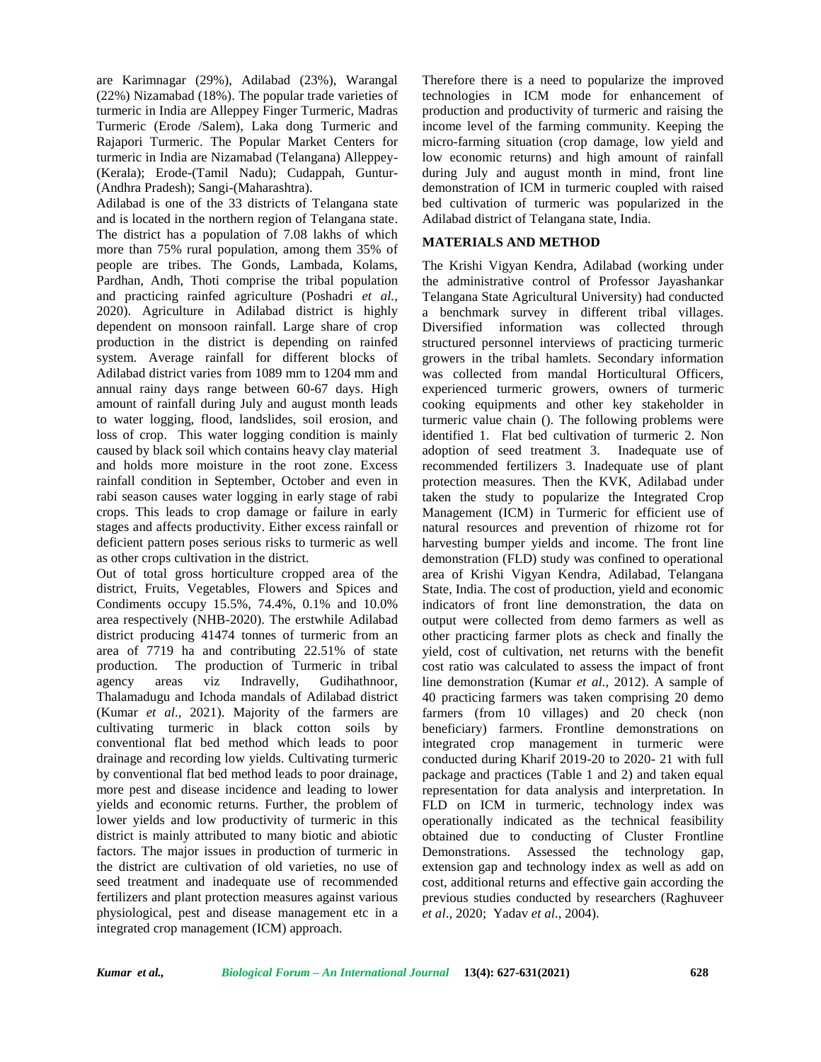are Karimnagar (29%), Adilabad (23%), Warangal (22%) Nizamabad (18%). The popular trade varieties of turmeric in India are Alleppey Finger Turmeric, Madras Turmeric (Erode /Salem), Laka dong Turmeric and Rajapori Turmeric. The Popular Market Centers for turmeric in India are Nizamabad (Telangana) Alleppey-(Kerala); Erode-(Tamil Nadu); Cudappah, Guntur-(Andhra Pradesh); Sangi-(Maharashtra).

Adilabad is one of the 33 districts of Telangana state and is located in the northern region of Telangana state. The district has a population of 7.08 lakhs of which more than 75% rural population, among them 35% of people are tribes. The Gonds, Lambada, Kolams, Pardhan, Andh, Thoti comprise the tribal population and practicing rainfed agriculture (Poshadri *et al.,* 2020). Agriculture in Adilabad district is highly dependent on monsoon rainfall. Large share of crop production in the district is depending on rainfed system. Average rainfall for different blocks of Adilabad district varies from 1089 mm to 1204 mm and annual rainy days range between 60-67 days. High amount of rainfall during July and august month leads to water logging, flood, landslides, soil erosion, and loss of crop. This water logging condition is mainly caused by black soil which contains heavy clay material and holds more moisture in the root zone. Excess rainfall condition in September, October and even in rabi season causes water logging in early stage of rabi crops. This leads to crop damage or failure in early stages and affects productivity. Either excess rainfall or deficient pattern poses serious risks to turmeric as well as other crops cultivation in the district.

Out of total gross horticulture cropped area of the district, Fruits, Vegetables, Flowers and Spices and Condiments occupy 15.5%, 74.4%, 0.1% and 10.0% area respectively (NHB-2020). The erstwhile Adilabad district producing 41474 tonnes of turmeric from an area of 7719 ha and contributing 22.51% of state production. The production of Turmeric in tribal agency areas viz Indravelly, Gudihathnoor, Thalamadugu and Ichoda mandals of Adilabad district (Kumar *et al*., 2021). Majority of the farmers are cultivating turmeric in black cotton soils by conventional flat bed method which leads to poor drainage and recording low yields. Cultivating turmeric by conventional flat bed method leads to poor drainage, more pest and disease incidence and leading to lower yields and economic returns. Further, the problem of lower yields and low productivity of turmeric in this district is mainly attributed to many biotic and abiotic factors. The major issues in production of turmeric in the district are cultivation of old varieties, no use of seed treatment and inadequate use of recommended fertilizers and plant protection measures against various physiological, pest and disease management etc in a integrated crop management (ICM) approach.

Therefore there is a need to popularize the improved technologies in ICM mode for enhancement of production and productivity of turmeric and raising the income level of the farming community. Keeping the micro-farming situation (crop damage, low yield and low economic returns) and high amount of rainfall during July and august month in mind, front line demonstration of ICM in turmeric coupled with raised bed cultivation of turmeric was popularized in the Adilabad district of Telangana state, India.

## MATERIALS AND METHOD

The Krishi Vigyan Kendra, Adilabad (working under the administrative control of Professor Jayashankar Telangana State Agricultural University) had conducted a benchmark survey in different tribal villages. Diversified information was collected through structured personnel interviews of practicing turmeric growers in the tribal hamlets. Secondary information was collected from mandal Horticultural Officers, experienced turmeric growers, owners of turmeric cooking equipments and other key stakeholder in turmeric value chain (). The following problems were identified 1. Flat bed cultivation of turmeric 2. Non adoption of seed treatment 3. Inadequate use of recommended fertilizers 3. Inadequate use of plant protection measures. Then the KVK, Adilabad under taken the study to popularize the Integrated Crop Management (ICM) in Turmeric for efficient use of natural resources and prevention of rhizome rot for harvesting bumper yields and income. The front line demonstration (FLD) study was confined to operational area of Krishi Vigyan Kendra, Adilabad, Telangana State, India. The cost of production, yield and economic indicators of front line demonstration, the data on output were collected from demo farmers as well as other practicing farmer plots as check and finally the yield, cost of cultivation, net returns with the benefit cost ratio was calculated to assess the impact of front line demonstration (Kumar *et al.,* 2012). A sample of 40 practicing farmers was taken comprising 20 demo farmers (from 10 villages) and 20 check (non beneficiary) farmers. Frontline demonstrations on integrated crop management in turmeric were conducted during Kharif 2019-20 to 2020- 21 with full package and practices (Table 1 and 2) and taken equal representation for data analysis and interpretation. In FLD on ICM in turmeric, technology index was operationally indicated as the technical feasibility obtained due to conducting of Cluster Frontline Demonstrations. Assessed the technology gap, extension gap and technology index as well as add on cost, additional returns and effective gain according the previous studies conducted by researchers (Raghuveer *et al*., 2020; Yadav *et al*., 2004).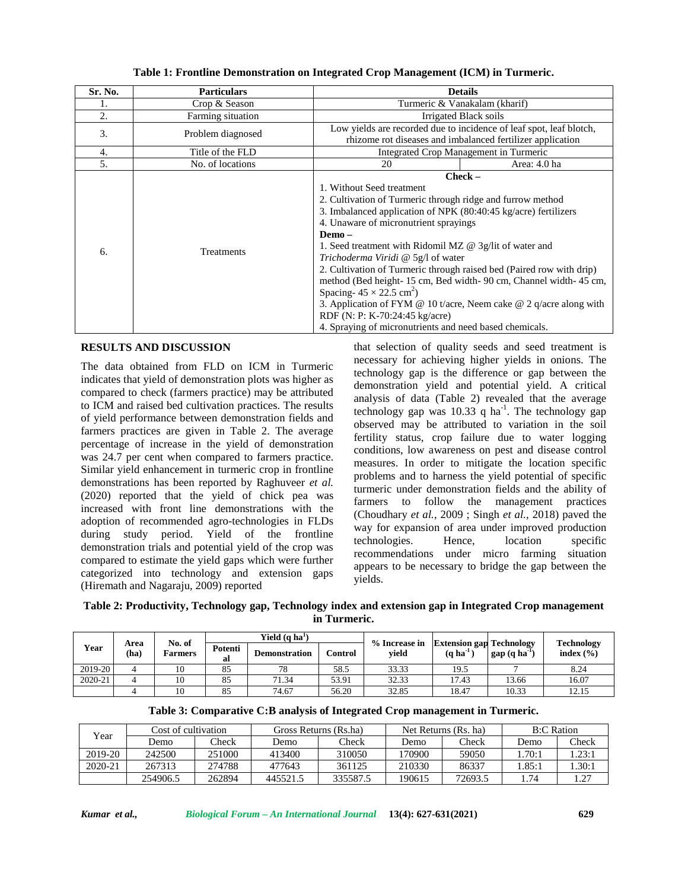**Table 1: Frontline Demonstration on Integrated Crop Management (ICM) in Turmeric.**

| Sr. No. | Particulars | Details | |
|---|---|---|---|
| 1. | Crop & Season | Turmeric & Vanakalam (kharif) | |
| 2. | Farming situation | Irrigated Black soils | |
| 3. | Problem diagnosed | Low yields are recorded due to incidence of leaf spot, leaf blotch, rhizome rot diseases and imbalanced fertilizer application | |
| 4. | Title of the FLD | Integrated Crop Management in Turmeric | |
| 5. | No. of locations | 20 | Area: 4.0 ha |
| 6. | Treatments | **Check –** 1. Without Seed treatment 2. Cultivation of Turmeric through ridge and furrow method 3. Imbalanced application of NPK (80:40:45 kg/acre) fertilizers 4. Unaware of micronutrient sprayings **Demo –** 1. Seed treatment with Ridomil MZ @ 3g/lit of water and *Trichoderma Viridi* @ 5g/l of water 2. Cultivation of Turmeric through raised bed (Paired row with drip) method (Bed height- 15 cm, Bed width- 90 cm, Channel width- 45 cm, Spacing- 45 × 22.5 $cm^2$) 3. Application of FYM @ 10 t/acre, Neem cake @ 2 q/acre along with RDF (N: P: K-70:24:45 kg/acre) 4. Spraying of micronutrients and need based chemicals. | |

## RESULTS AND DISCUSSION

The data obtained from FLD on ICM in Turmeric indicates that yield of demonstration plots was higher as compared to check (farmers practice) may be attributed to ICM and raised bed cultivation practices. The results of yield performance between demonstration fields and farmers practices are given in Table 2. The average percentage of increase in the yield of demonstration was 24.7 per cent when compared to farmers practice. Similar yield enhancement in turmeric crop in frontline demonstrations has been reported by Raghuveer *et al.* (2020) reported that the yield of chick pea was increased with front line demonstrations with the adoption of recommended agro-technologies in FLDs during study period. Yield of the frontline demonstration trials and potential yield of the crop was compared to estimate the yield gaps which were further categorized into technology and extension gaps (Hiremath and Nagaraju, 2009) reported that selection of quality seeds and seed treatment is necessary for achieving higher yields in onions. The technology gap is the difference or gap between the demonstration yield and potential yield. A critical analysis of data (Table 2) revealed that the average technology gap was 10.33 q $ha^{-1}$. The technology gap observed may be attributed to variation in the soil fertility status, crop failure due to water logging conditions, low awareness on pest and disease control measures. In order to mitigate the location specific problems and to harness the yield potential of specific turmeric under demonstration fields and the ability of farmers to follow the management practices (Choudhary *et al.*, 2009 ; Singh *et al.*, 2018) paved the way for expansion of area under improved production technologies. Hence, location specific recommendations under micro farming situation appears to be necessary to bridge the gap between the yields.

**Table 2: Productivity, Technology gap, Technology index and extension gap in Integrated Crop management in Turmeric.**

| Year | Area (ha) | No. of Farmers | Yield (q $ha^1$) | | | % Increase in yield | Extension gap (q $ha^{-1}$) | Technology gap (q $ha^{-1}$) | Technology index (%) |
|---|---|---|---|---|---|---|---|---|---|
| | | | Potential | Demonstration | Control | | | | |
| 2019-20 | 4 | 10 | 85 | 78 | 58.5 | 33.33 | 19.5 | 7 | 8.24 |
| 2020-21 | 4 | 10 | 85 | 71.34 | 53.91 | 32.33 | 17.43 | 13.66 | 16.07 |
| | 4 | 10 | 85 | 74.67 | 56.20 | 32.85 | 18.47 | 10.33 | 12.15 |

**Table 3: Comparative C:B analysis of Integrated Crop management in Turmeric.**

| Year | Cost of cultivation | | Gross Returns (Rs.ha) | | Net Returns (Rs. ha) | | B:C Ration | |
|---|---|---|---|---|---|---|---|---|
| | Demo | Check | Demo | Check | Demo | Check | Demo | Check |
| 2019-20 | 242500 | 251000 | 413400 | 310050 | 170900 | 59050 | 1.70:1 | 1.23:1 |
| 2020-21 | 267313 | 274788 | 477643 | 361125 | 210330 | 86337 | 1.85:1 | 1.30:1 |
| | 254906.5 | 262894 | 445521.5 | 335587.5 | 190615 | 72693.5 | 1.74 | 1.27 |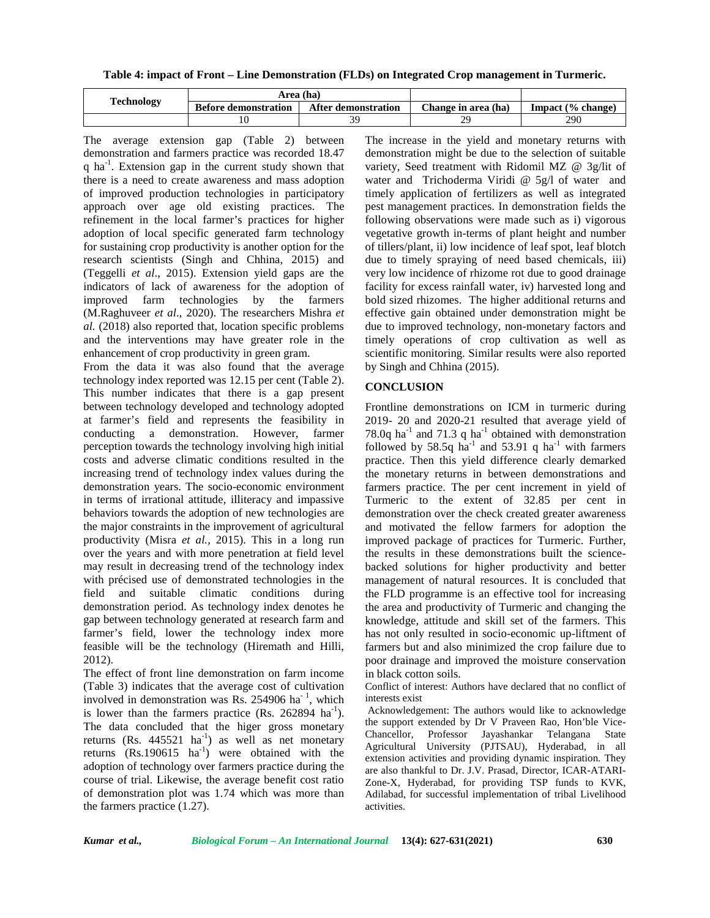**Table 4: impact of Front – Line Demonstration (FLDs) on Integrated Crop management in Turmeric.**

| Technology | Area (ha) | | Change in area (ha) | Impact (% change) |
|---|---|---|---|---|
| | Before demonstration | After demonstration | | |
| | 10 | 39 | 29 | 290 |

The average extension gap (Table 2) between demonstration and farmers practice was recorded 18.47 q $ha^{-1}$. Extension gap in the current study shown that there is a need to create awareness and mass adoption of improved production technologies in participatory approach over age old existing practices. The refinement in the local farmer's practices for higher adoption of local specific generated farm technology for sustaining crop productivity is another option for the research scientists (Singh and Chhina, 2015) and (Teggelli *et al*., 2015). Extension yield gaps are the indicators of lack of awareness for the adoption of improved farm technologies by the farmers (M.Raghuveer *et al*., 2020). The researchers Mishra *et al.* (2018) also reported that, location specific problems and the interventions may have greater role in the enhancement of crop productivity in green gram.

From the data it was also found that the average technology index reported was 12.15 per cent (Table 2). This number indicates that there is a gap present between technology developed and technology adopted at farmer's field and represents the feasibility in conducting a demonstration. However, farmer perception towards the technology involving high initial costs and adverse climatic conditions resulted in the increasing trend of technology index values during the demonstration years. The socio-economic environment in terms of irrational attitude, illiteracy and impassive behaviors towards the adoption of new technologies are the major constraints in the improvement of agricultural productivity (Misra *et al.,* 2015). This in a long run over the years and with more penetration at field level may result in decreasing trend of the technology index with précised use of demonstrated technologies in the field and suitable climatic conditions during demonstration period. As technology index denotes he gap between technology generated at research farm and farmer's field, lower the technology index more feasible will be the technology (Hiremath and Hilli, 2012).

The effect of front line demonstration on farm income (Table 3) indicates that the average cost of cultivation involved in demonstration was Rs. 254906 $ha^{-1}$, which is lower than the farmers practice (Rs. 262894 $ha^{-1}$). The data concluded that the higer gross monetary returns (Rs. 445521 $ha^{-1}$) as well as net monetary returns (Rs.190615 $ha^{-1}$) were obtained with the adoption of technology over farmers practice during the course of trial. Likewise, the average benefit cost ratio of demonstration plot was 1.74 which was more than the farmers practice (1.27).

The increase in the yield and monetary returns with demonstration might be due to the selection of suitable variety, Seed treatment with Ridomil MZ @ 3g/lit of water and Trichoderma Viridi @ 5g/l of water and timely application of fertilizers as well as integrated pest management practices. In demonstration fields the following observations were made such as i) vigorous vegetative growth in-terms of plant height and number of tillers/plant, ii) low incidence of leaf spot, leaf blotch due to timely spraying of need based chemicals, iii) very low incidence of rhizome rot due to good drainage facility for excess rainfall water, iv) harvested long and bold sized rhizomes. The higher additional returns and effective gain obtained under demonstration might be due to improved technology, non-monetary factors and timely operations of crop cultivation as well as scientific monitoring. Similar results were also reported by Singh and Chhina (2015).

## CONCLUSION

Frontline demonstrations on ICM in turmeric during 2019- 20 and 2020-21 resulted that average yield of 78.0q $ha^{-1}$ and 71.3 q $ha^{-1}$ obtained with demonstration followed by 58.5q $ha^{-1}$ and 53.91 q $ha^{-1}$ with farmers practice. Then this yield difference clearly demarked the monetary returns in between demonstrations and farmers practice. The per cent increment in yield of Turmeric to the extent of 32.85 per cent in demonstration over the check created greater awareness and motivated the fellow farmers for adoption the improved package of practices for Turmeric. Further, the results in these demonstrations built the science-backed solutions for higher productivity and better management of natural resources. It is concluded that the FLD programme is an effective tool for increasing the area and productivity of Turmeric and changing the knowledge, attitude and skill set of the farmers. This has not only resulted in socio-economic up-liftment of farmers but and also minimized the crop failure due to poor drainage and improved the moisture conservation in black cotton soils.

Conflict of interest: Authors have declared that no conflict of interests exist

Acknowledgement: The authors would like to acknowledge the support extended by Dr V Praveen Rao, Hon'ble Vice-Chancellor, Professor Jayashankar Telangana State Agricultural University (PJTSAU), Hyderabad, in all extension activities and providing dynamic inspiration. They are also thankful to Dr. J.V. Prasad, Director, ICAR-ATARI-Zone-X, Hyderabad, for providing TSP funds to KVK, Adilabad, for successful implementation of tribal Livelihood activities.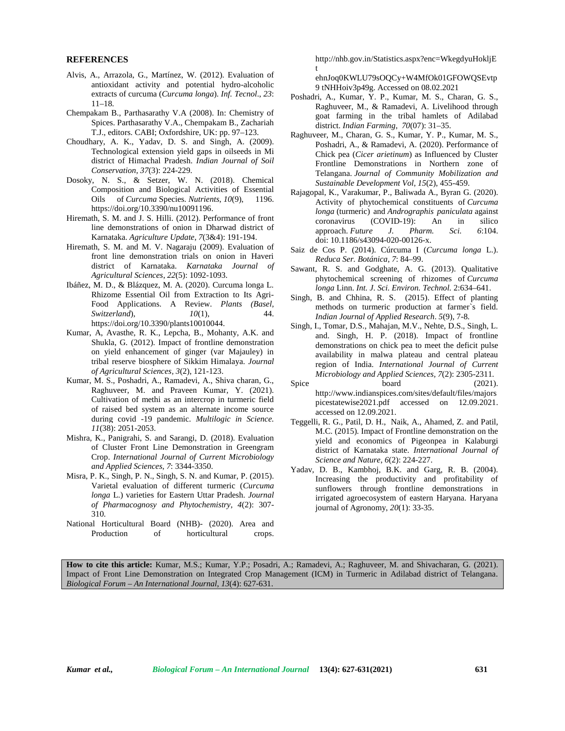## REFERENCES

Alvis, A., Arrazola, G., Martínez, W. (2012). Evaluation of antioxidant activity and potential hydro-alcoholic extracts of curcuma (*Curcuma longa*). *Inf. Tecnol*., *23*: 11–18.

Chempakam B., Parthasarathy V.A (2008). In: Chemistry of Spices. Parthasarathy V.A., Chempakam B., Zachariah T.J., editors. CABI; Oxfordshire, UK: pp. 97–123.

Choudhary, A. K., Yadav, D. S. and Singh, A. (2009). Technological extension yield gaps in oilseeds in Mi district of Himachal Pradesh. *Indian Journal of Soil Conservation*, *37*(3): 224-229.

Dosoky, N. S., & Setzer, W. N. (2018). Chemical Composition and Biological Activities of Essential Oils of *Curcuma* Species. *Nutrients*, *10*(9), 1196. https://doi.org/10.3390/nu10091196.

Hiremath, S. M. and J. S. Hilli. (2012). Performance of front line demonstrations of onion in Dharwad district of Karnataka. *Agriculture Update*, *7*(3&4): 191-194.

Hiremath, S. M. and M. V. Nagaraju (2009). Evaluation of front line demonstration trials on onion in Haveri district of Karnataka. *Karnataka Journal of Agricultural Sciences*, *22*(5): 1092-1093.

Ibáñez, M. D., & Blázquez, M. A. (2020). Curcuma longa L. Rhizome Essential Oil from Extraction to Its Agri-Food Applications. A Review. *Plants (Basel, Switzerland*), *10*(1), 44. https://doi.org/10.3390/plants10010044.

Kumar, A, Avasthe, R. K., Lepcha, B., Mohanty, A.K. and Shukla, G. (2012). Impact of frontline demonstration on yield enhancement of ginger (var Majauley) in tribal reserve biosphere of Sikkim Himalaya. *Journal of Agricultural Sciences, 3*(2), 121-123.

Kumar, M. S., Poshadri, A., Ramadevi, A., Shiva charan, G., Raghuveer, M. and Praveen Kumar, Y. (2021). Cultivation of methi as an intercrop in turmeric field of raised bed system as an alternate income source during covid -19 pandemic. *Multilogic in Science. 11*(38): 2051-2053.

Mishra, K., Panigrahi, S. and Sarangi, D. (2018). Evaluation of Cluster Front Line Demonstration in Greengram Crop. *International Journal of Current Microbiology and Applied Sciences*, *7*: 3344-3350.

Misra, P. K., Singh, P. N., Singh, S. N. and Kumar, P. (2015). Varietal evaluation of different turmeric (*Curcuma longa* L.) varieties for Eastern Uttar Pradesh. *Journal of Pharmacognosy and Phytochemistry*, *4*(2): 307-310.

National Horticultural Board (NHB)- (2020). Area and Production of horticultural crops. http://nhb.gov.in/Statistics.aspx?enc=WkegdyuHokljEt ehnJoq0KWLU79sOQCy+W4MfOk01GFOWQSEvtp9 tNHHoiv3p49g. Accessed on 08.02.2021

Poshadri, A., Kumar, Y. P., Kumar, M. S., Charan, G. S., Raghuveer, M., & Ramadevi, A. Livelihood through goat farming in the tribal hamlets of Adilabad district. *Indian Farming*, *70*(07): 31–35.

Raghuveer, M., Charan, G. S., Kumar, Y. P., Kumar, M. S., Poshadri, A., & Ramadevi, A. (2020). Performance of Chick pea (*Cicer arietinum*) as Influenced by Cluster Frontline Demonstrations in Northern zone of Telangana. *Journal of Community Mobilization and Sustainable Development Vol*, *15*(2), 455-459.

Rajagopal, K., Varakumar, P., Baliwada A., Byran G. (2020). Activity of phytochemical constituents of *Curcuma longa* (turmeric) and *Andrographis paniculata* against coronavirus (COVID-19): An in silico approach. *Future J. Pharm. Sci. 6*:104. doi: 10.1186/s43094-020-00126-x.

Saiz de Cos P. (2014). Cúrcuma I (*Curcuma longa* L.). *Reduca Ser. Botánica, 7*: 84–99.

Sawant, R. S. and Godghate, A. G. (2013). Qualitative phytochemical screening of rhizomes of *Curcuma longa* Linn. *Int. J. Sci. Environ. Technol.* 2:634–641.

Singh, B. and Chhina, R. S. (2015). Effect of planting methods on turmeric production at farmer`s field. *Indian Journal of Applied Research*. *5*(9), 7-8.

Singh, I., Tomar, D.S., Mahajan, M.V., Nehte, D.S., Singh, L. and. Singh, H. P. (2018). Impact of frontline demonstrations on chick pea to meet the deficit pulse availability in malwa plateau and central plateau region of India. *International Journal of Current Microbiology and Applied Sciences, 7*(2): 2305-2311.

Spice board (2021). http://www.indianspices.com/sites/default/files/majorspicestatewise2021.pdf accessed on 12.09.2021. accessed on 12.09.2021.

Teggelli, R. G., Patil, D. H., Naik, A., Ahamed, Z. and Patil, M.C. (2015). Impact of Frontline demonstration on the yield and economics of Pigeonpea in Kalaburgi district of Karnataka state. *International Journal of Science and Nature*, *6*(2): 224-227.

Yadav, D. B., Kambhoj, B.K. and Garg, R. B. (2004). Increasing the productivity and profitability of sunflowers through frontline demonstrations in irrigated agroecosystem of eastern Haryana. Haryana journal of Agronomy, *20*(1): 33-35.

**How to cite this article:** Kumar, M.S.; Kumar, Y.P.; Posadri, A.; Ramadevi, A.; Raghuveer, M. and Shivacharan, G. (2021). Impact of Front Line Demonstration on Integrated Crop Management (ICM) in Turmeric in Adilabad district of Telangana. *Biological Forum – An International Journal, 13*(4): 627-631.